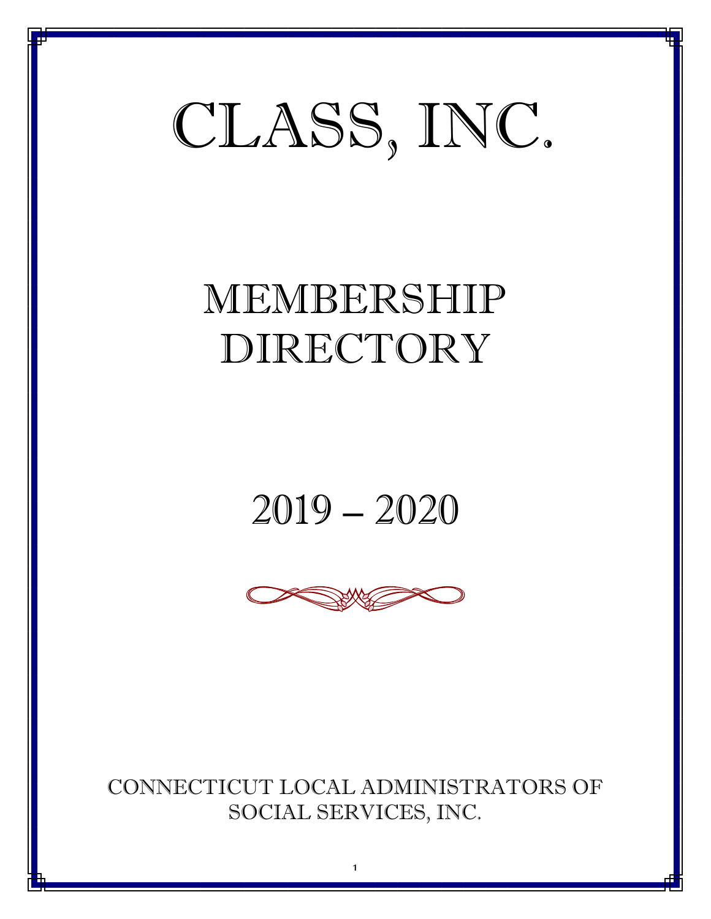# CLASS, INC.

# MEMBERSHIP DIRECTORY

# 2019 – 2020

CONNECTICUT LOCAL ADMINISTRATORS OF SOCIAL SERVICES, INC.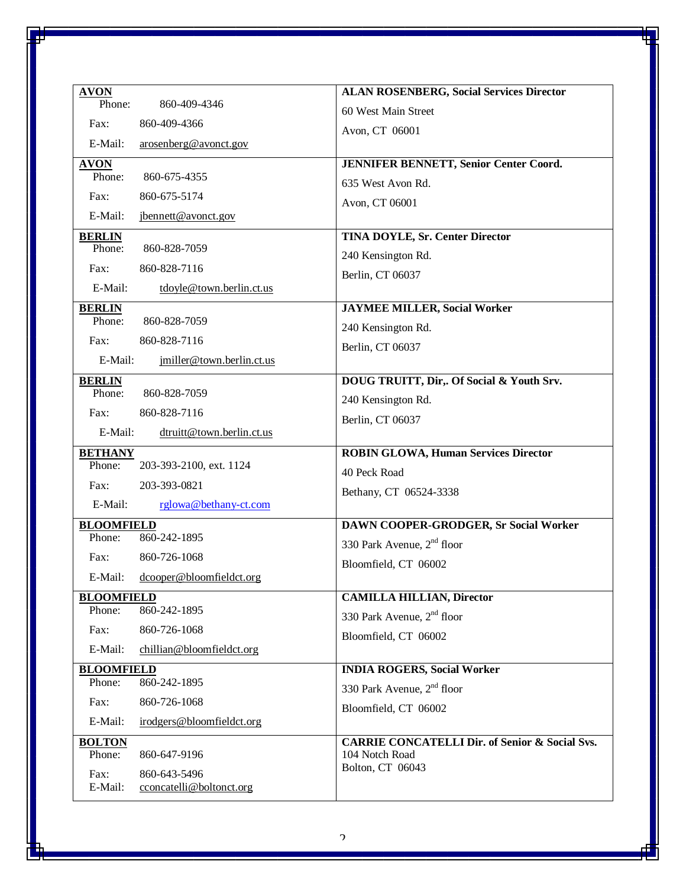| Town / Contact | Name / Address |
|---|---|
| **AVON**<br>Phone: 860-409-4346<br>Fax: 860-409-4366<br>E-Mail: arosenberg@avonct.gov | **ALAN ROSENBERG, Social Services Director**<br>60 West Main Street<br>Avon, CT 06001 |
| **AVON**<br>Phone: 860-675-4355<br>Fax: 860-675-5174<br>E-Mail: jbennett@avonct.gov | **JENNIFER BENNETT, Senior Center Coord.**<br>635 West Avon Rd.<br>Avon, CT 06001 |
| **BERLIN**<br>Phone: 860-828-7059<br>Fax: 860-828-7116<br>E-Mail: tdoyle@town.berlin.ct.us | **TINA DOYLE, Sr. Center Director**<br>240 Kensington Rd.<br>Berlin, CT 06037 |
| **BERLIN**<br>Phone: 860-828-7059<br>Fax: 860-828-7116<br>E-Mail: jmiller@town.berlin.ct.us | **JAYMEE MILLER, Social Worker**<br>240 Kensington Rd.<br>Berlin, CT 06037 |
| **BERLIN**<br>Phone: 860-828-7059<br>Fax: 860-828-7116<br>E-Mail: dtruitt@town.berlin.ct.us | **DOUG TRUITT, Dir,. Of Social & Youth Srv.**<br>240 Kensington Rd.<br>Berlin, CT 06037 |
| **BETHANY**<br>Phone: 203-393-2100, ext. 1124<br>Fax: 203-393-0821<br>E-Mail: rglowa@bethany-ct.com | **ROBIN GLOWA, Human Services Director**<br>40 Peck Road<br>Bethany, CT 06524-3338 |
| **BLOOMFIELD**<br>Phone: 860-242-1895<br>Fax: 860-726-1068<br>E-Mail: dcooper@bloomfieldct.org | **DAWN COOPER-GRODGER, Sr Social Worker**<br>330 Park Avenue, 2nd floor<br>Bloomfield, CT 06002 |
| **BLOOMFIELD**<br>Phone: 860-242-1895<br>Fax: 860-726-1068<br>E-Mail: chillian@bloomfieldct.org | **CAMILLA HILLIAN, Director**<br>330 Park Avenue, 2nd floor<br>Bloomfield, CT 06002 |
| **BLOOMFIELD**<br>Phone: 860-242-1895<br>Fax: 860-726-1068<br>E-Mail: irodgers@bloomfieldct.org | **INDIA ROGERS, Social Worker**<br>330 Park Avenue, 2nd floor<br>Bloomfield, CT 06002 |
| **BOLTON**<br>Phone: 860-647-9196<br>Fax: 860-643-5496<br>E-Mail: cconcatelli@boltonct.org | **CARRIE CONCATELLI Dir. of Senior & Social Svs.**<br>104 Notch Road<br>Bolton, CT 06043 |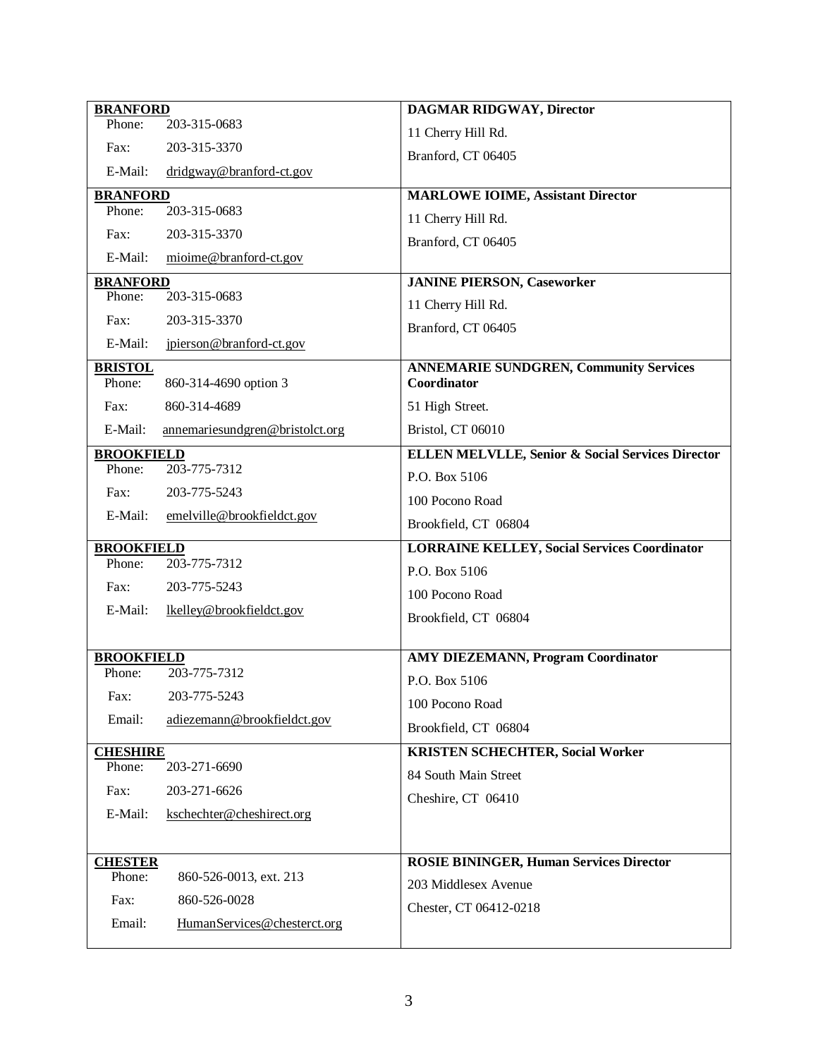| Town / Contact | Name / Address |
| --- | --- |
| **BRANFORD**<br>Phone: 203-315-0683<br>Fax: 203-315-3370<br>E-Mail: dridgway@branford-ct.gov | **DAGMAR RIDGWAY, Director**<br>11 Cherry Hill Rd.<br>Branford, CT 06405 |
| **BRANFORD**<br>Phone: 203-315-0683<br>Fax: 203-315-3370<br>E-Mail: mioime@branford-ct.gov | **MARLOWE IOIME, Assistant Director**<br>11 Cherry Hill Rd.<br>Branford, CT 06405 |
| **BRANFORD**<br>Phone: 203-315-0683<br>Fax: 203-315-3370<br>E-Mail: jpierson@branford-ct.gov | **JANINE PIERSON, Caseworker**<br>11 Cherry Hill Rd.<br>Branford, CT 06405 |
| **BRISTOL**<br>Phone: 860-314-4690 option 3<br>Fax: 860-314-4689<br>E-Mail: annemariesundgren@bristolct.org | **ANNEMARIE SUNDGREN, Community Services Coordinator**<br>51 High Street.<br>Bristol, CT 06010 |
| **BROOKFIELD**<br>Phone: 203-775-7312<br>Fax: 203-775-5243<br>E-Mail: emelville@brookfieldct.gov | **ELLEN MELVLLE, Senior & Social Services Director**<br>P.O. Box 5106<br>100 Pocono Road<br>Brookfield, CT 06804 |
| **BROOKFIELD**<br>Phone: 203-775-7312<br>Fax: 203-775-5243<br>E-Mail: lkelley@brookfieldct.gov | **LORRAINE KELLEY, Social Services Coordinator**<br>P.O. Box 5106<br>100 Pocono Road<br>Brookfield, CT 06804 |
| **BROOKFIELD**<br>Phone: 203-775-7312<br>Fax: 203-775-5243<br>Email: adiezemann@brookfieldct.gov | **AMY DIEZEMANN, Program Coordinator**<br>P.O. Box 5106<br>100 Pocono Road<br>Brookfield, CT 06804 |
| **CHESHIRE**<br>Phone: 203-271-6690<br>Fax: 203-271-6626<br>E-Mail: kschechter@cheshirect.org | **KRISTEN SCHECHTER, Social Worker**<br>84 South Main Street<br>Cheshire, CT 06410 |
| **CHESTER**<br>Phone: 860-526-0013, ext. 213<br>Fax: 860-526-0028<br>Email: HumanServices@chesterct.org | **ROSIE BININGER, Human Services Director**<br>203 Middlesex Avenue<br>Chester, CT 06412-0218 |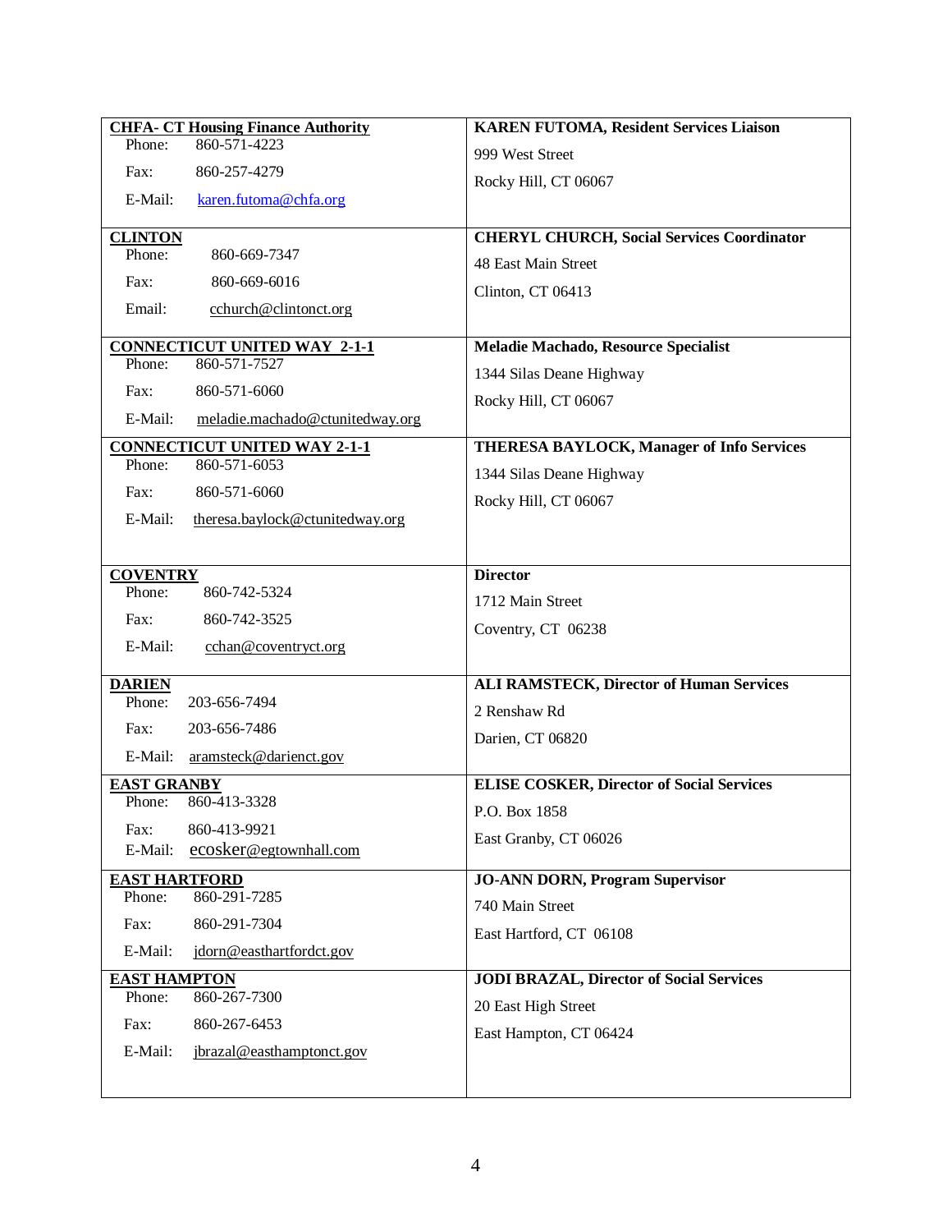| | |
|---|---|
| **CHFA- CT Housing Finance Authority**<br>Phone: 860-571-4223<br>Fax: 860-257-4279<br>E-Mail: karen.futoma@chfa.org | **KAREN FUTOMA, Resident Services Liaison**<br>999 West Street<br>Rocky Hill, CT 06067 |
| **CLINTON**<br>Phone: 860-669-7347<br>Fax: 860-669-6016<br>Email: cchurch@clintonct.org | **CHERYL CHURCH, Social Services Coordinator**<br>48 East Main Street<br>Clinton, CT 06413 |
| **CONNECTICUT UNITED WAY 2-1-1**<br>Phone: 860-571-7527<br>Fax: 860-571-6060<br>E-Mail: meladie.machado@ctunitedway.org | **Meladie Machado, Resource Specialist**<br>1344 Silas Deane Highway<br>Rocky Hill, CT 06067 |
| **CONNECTICUT UNITED WAY 2-1-1**<br>Phone: 860-571-6053<br>Fax: 860-571-6060<br>E-Mail: theresa.baylock@ctunitedway.org | **THERESA BAYLOCK, Manager of Info Services**<br>1344 Silas Deane Highway<br>Rocky Hill, CT 06067 |
| **COVENTRY**<br>Phone: 860-742-5324<br>Fax: 860-742-3525<br>E-Mail: cchan@coventryct.org | **Director**<br>1712 Main Street<br>Coventry, CT 06238 |
| **DARIEN**<br>Phone: 203-656-7494<br>Fax: 203-656-7486<br>E-Mail: aramsteck@darienct.gov | **ALI RAMSTECK, Director of Human Services**<br>2 Renshaw Rd<br>Darien, CT 06820 |
| **EAST GRANBY**<br>Phone: 860-413-3328<br>Fax: 860-413-9921<br>E-Mail: ecosker@egtownhall.com | **ELISE COSKER, Director of Social Services**<br>P.O. Box 1858<br>East Granby, CT 06026 |
| **EAST HARTFORD**<br>Phone: 860-291-7285<br>Fax: 860-291-7304<br>E-Mail: jdorn@easthartfordct.gov | **JO-ANN DORN, Program Supervisor**<br>740 Main Street<br>East Hartford, CT 06108 |
| **EAST HAMPTON**<br>Phone: 860-267-7300<br>Fax: 860-267-6453<br>E-Mail: jbrazal@easthamptonct.gov | **JODI BRAZAL, Director of Social Services**<br>20 East High Street<br>East Hampton, CT 06424 |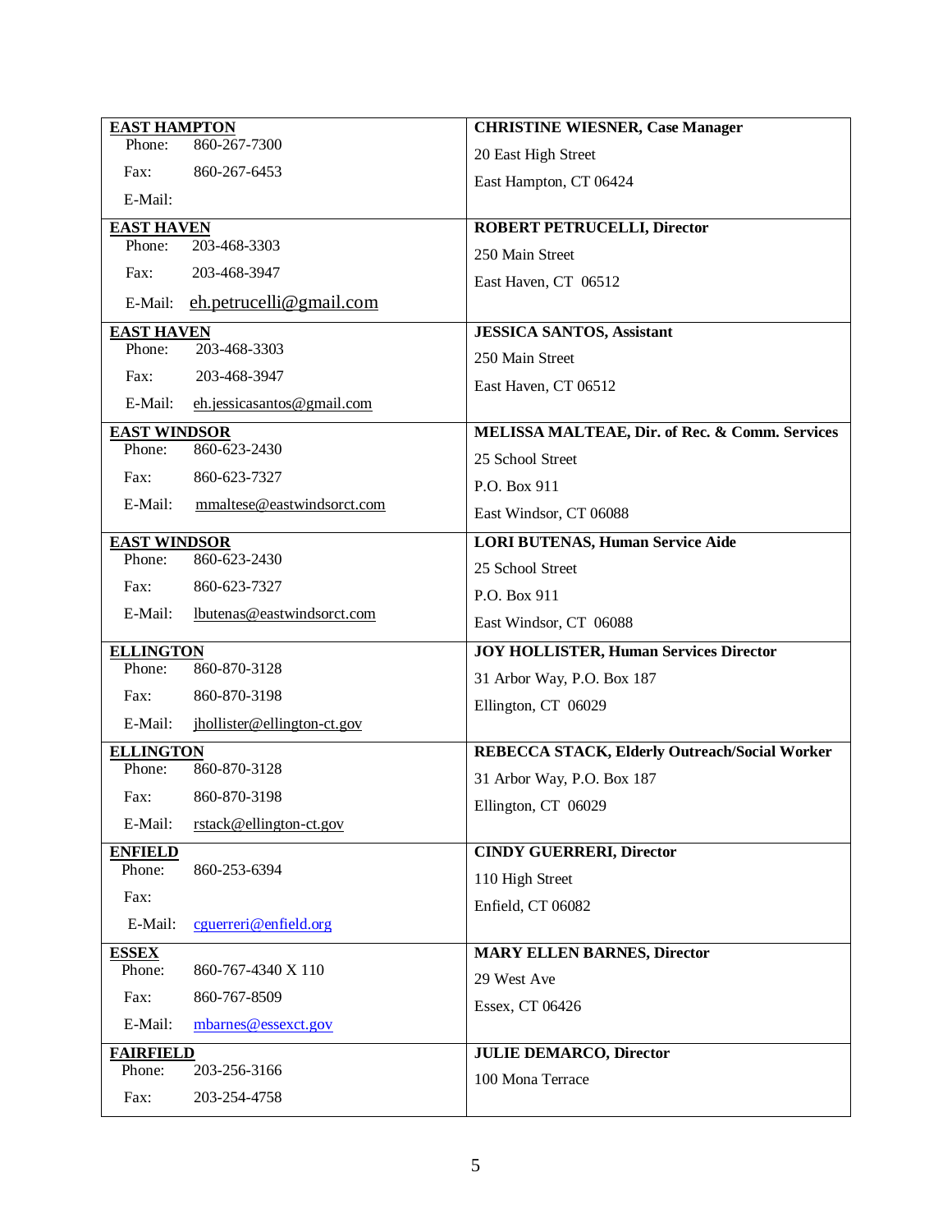| Town / Contact | Name / Address |
| --- | --- |
| **EAST HAMPTON**<br>Phone: 860-267-7300<br>Fax: 860-267-6453<br>E-Mail: | **CHRISTINE WIESNER, Case Manager**<br>20 East High Street<br>East Hampton, CT 06424 |
| **EAST HAVEN**<br>Phone: 203-468-3303<br>Fax: 203-468-3947<br>E-Mail: eh.petrucelli@gmail.com | **ROBERT PETRUCELLI, Director**<br>250 Main Street<br>East Haven, CT 06512 |
| **EAST HAVEN**<br>Phone: 203-468-3303<br>Fax: 203-468-3947<br>E-Mail: eh.jessicasantos@gmail.com | **JESSICA SANTOS, Assistant**<br>250 Main Street<br>East Haven, CT 06512 |
| **EAST WINDSOR**<br>Phone: 860-623-2430<br>Fax: 860-623-7327<br>E-Mail: mmaltese@eastwindsorct.com | **MELISSA MALTEAE, Dir. of Rec. & Comm. Services**<br>25 School Street<br>P.O. Box 911<br>East Windsor, CT 06088 |
| **EAST WINDSOR**<br>Phone: 860-623-2430<br>Fax: 860-623-7327<br>E-Mail: lbutenas@eastwindsorct.com | **LORI BUTENAS, Human Service Aide**<br>25 School Street<br>P.O. Box 911<br>East Windsor, CT 06088 |
| **ELLINGTON**<br>Phone: 860-870-3128<br>Fax: 860-870-3198<br>E-Mail: jhollister@ellington-ct.gov | **JOY HOLLISTER, Human Services Director**<br>31 Arbor Way, P.O. Box 187<br>Ellington, CT 06029 |
| **ELLINGTON**<br>Phone: 860-870-3128<br>Fax: 860-870-3198<br>E-Mail: rstack@ellington-ct.gov | **REBECCA STACK, Elderly Outreach/Social Worker**<br>31 Arbor Way, P.O. Box 187<br>Ellington, CT 06029 |
| **ENFIELD**<br>Phone: 860-253-6394<br>Fax:<br>E-Mail: cguerreri@enfield.org | **CINDY GUERRERI, Director**<br>110 High Street<br>Enfield, CT 06082 |
| **ESSEX**<br>Phone: 860-767-4340 X 110<br>Fax: 860-767-8509<br>E-Mail: mbarnes@essexct.gov | **MARY ELLEN BARNES, Director**<br>29 West Ave<br>Essex, CT 06426 |
| **FAIRFIELD**<br>Phone: 203-256-3166<br>Fax: 203-254-4758 | **JULIE DEMARCO, Director**<br>100 Mona Terrace |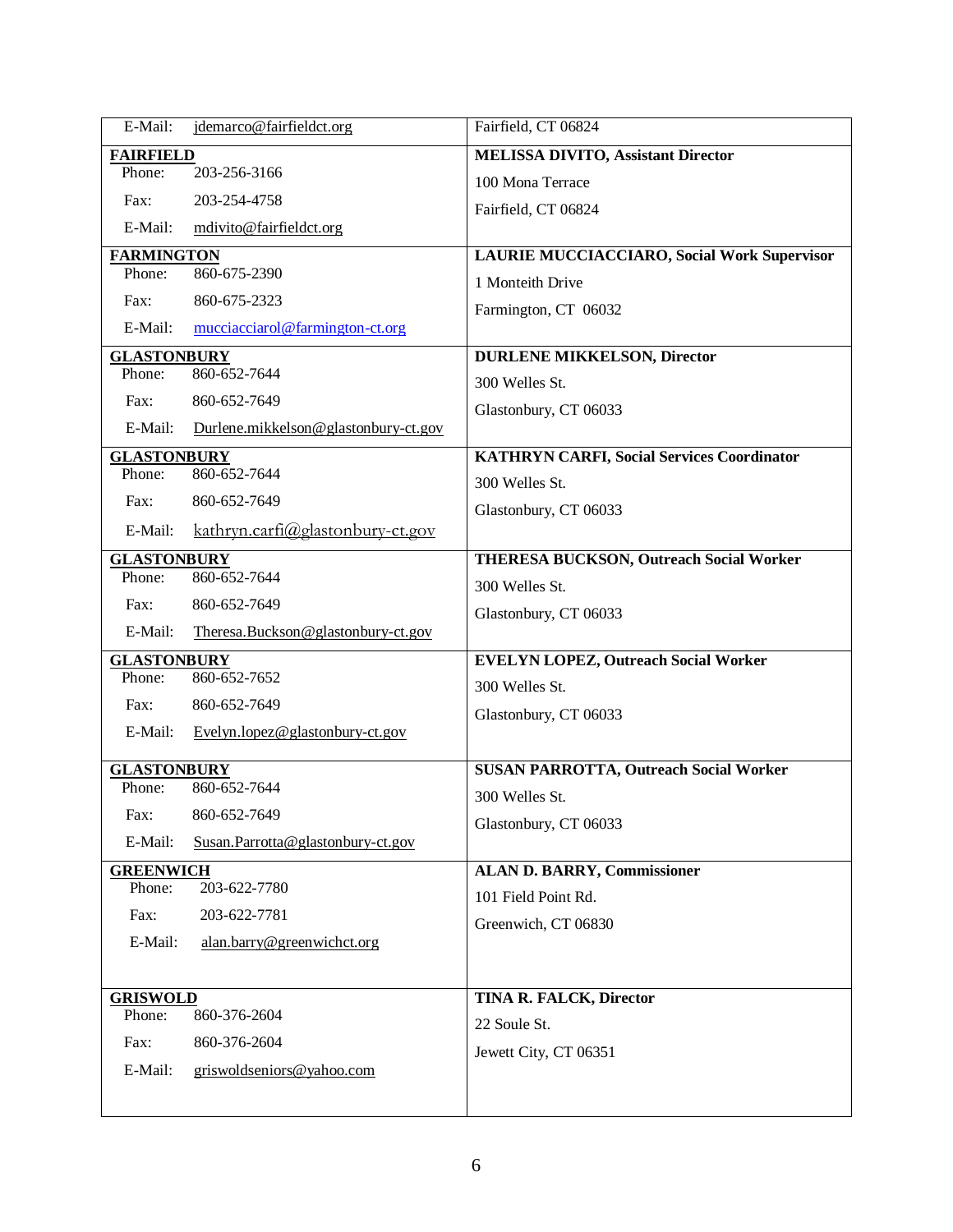| | |
|---|---|
| E-Mail: jdemarco@fairfieldct.org | Fairfield, CT 06824 |
| **FAIRFIELD**<br>Phone: 203-256-3166<br>Fax: 203-254-4758<br>E-Mail: mdivito@fairfieldct.org | **MELISSA DIVITO, Assistant Director**<br>100 Mona Terrace<br>Fairfield, CT 06824 |
| **FARMINGTON**<br>Phone: 860-675-2390<br>Fax: 860-675-2323<br>E-Mail: mucciacciarol@farmington-ct.org | **LAURIE MUCCIACCIARO, Social Work Supervisor**<br>1 Monteith Drive<br>Farmington, CT 06032 |
| **GLASTONBURY**<br>Phone: 860-652-7644<br>Fax: 860-652-7649<br>E-Mail: Durlene.mikkelson@glastonbury-ct.gov | **DURLENE MIKKELSON, Director**<br>300 Welles St.<br>Glastonbury, CT 06033 |
| **GLASTONBURY**<br>Phone: 860-652-7644<br>Fax: 860-652-7649<br>E-Mail: kathryn.carfi@glastonbury-ct.gov | **KATHRYN CARFI, Social Services Coordinator**<br>300 Welles St.<br>Glastonbury, CT 06033 |
| **GLASTONBURY**<br>Phone: 860-652-7644<br>Fax: 860-652-7649<br>E-Mail: Theresa.Buckson@glastonbury-ct.gov | **THERESA BUCKSON, Outreach Social Worker**<br>300 Welles St.<br>Glastonbury, CT 06033 |
| **GLASTONBURY**<br>Phone: 860-652-7652<br>Fax: 860-652-7649<br>E-Mail: Evelyn.lopez@glastonbury-ct.gov | **EVELYN LOPEZ, Outreach Social Worker**<br>300 Welles St.<br>Glastonbury, CT 06033 |
| **GLASTONBURY**<br>Phone: 860-652-7644<br>Fax: 860-652-7649<br>E-Mail: Susan.Parrotta@glastonbury-ct.gov | **SUSAN PARROTTA, Outreach Social Worker**<br>300 Welles St.<br>Glastonbury, CT 06033 |
| **GREENWICH**<br>Phone: 203-622-7780<br>Fax: 203-622-7781<br>E-Mail: alan.barry@greenwichct.org | **ALAN D. BARRY, Commissioner**<br>101 Field Point Rd.<br>Greenwich, CT 06830 |
| **GRISWOLD**<br>Phone: 860-376-2604<br>Fax: 860-376-2604<br>E-Mail: griswoldseniors@yahoo.com | **TINA R. FALCK, Director**<br>22 Soule St.<br>Jewett City, CT 06351 |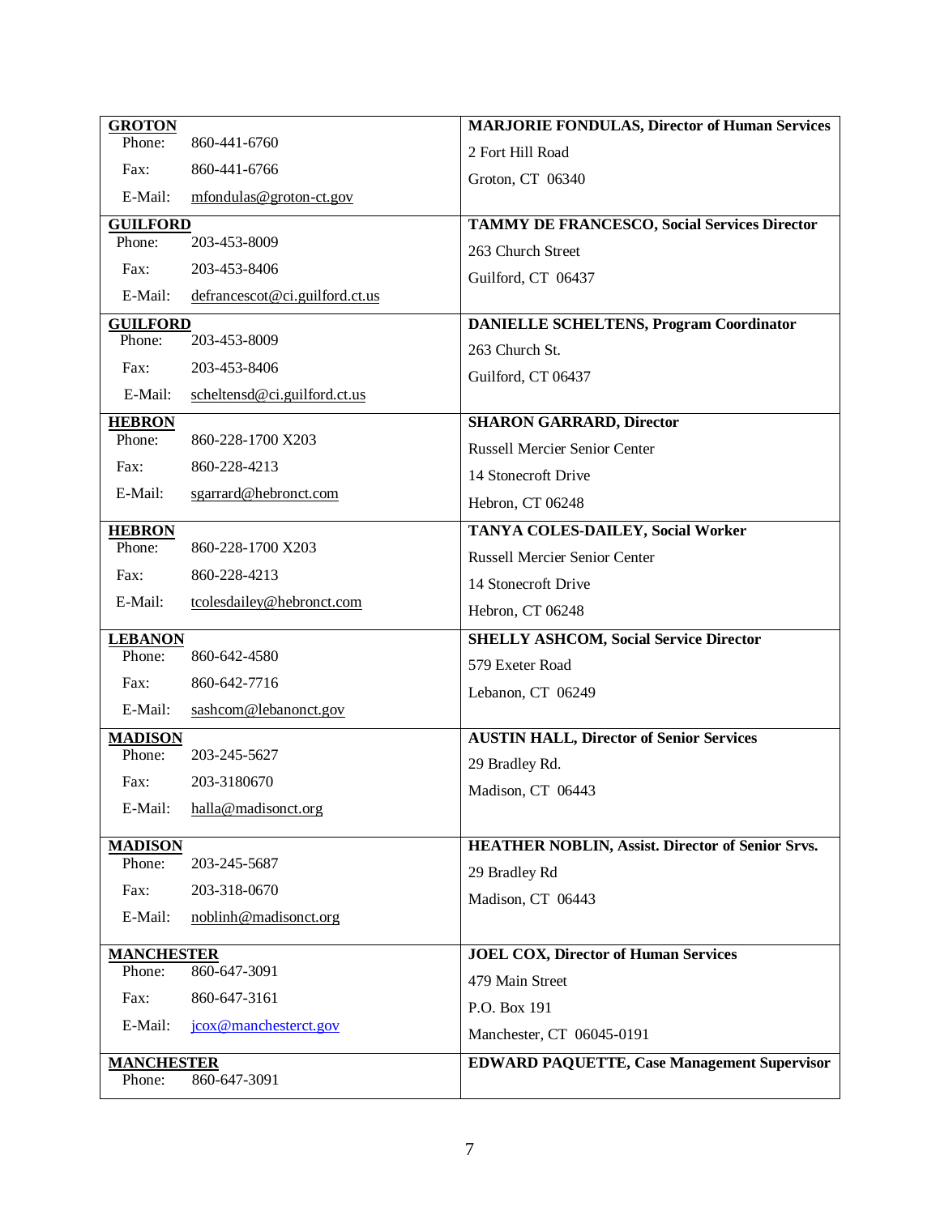| Town / Contact | Name / Address |
| --- | --- |
| **GROTON**<br>Phone: 860-441-6760<br>Fax: 860-441-6766<br>E-Mail: mfondulas@groton-ct.gov | **MARJORIE FONDULAS, Director of Human Services**<br>2 Fort Hill Road<br>Groton, CT 06340 |
| **GUILFORD**<br>Phone: 203-453-8009<br>Fax: 203-453-8406<br>E-Mail: defrancescot@ci.guilford.ct.us | **TAMMY DE FRANCESCO, Social Services Director**<br>263 Church Street<br>Guilford, CT 06437 |
| **GUILFORD**<br>Phone: 203-453-8009<br>Fax: 203-453-8406<br>E-Mail: scheltensd@ci.guilford.ct.us | **DANIELLE SCHELTENS, Program Coordinator**<br>263 Church St.<br>Guilford, CT 06437 |
| **HEBRON**<br>Phone: 860-228-1700 X203<br>Fax: 860-228-4213<br>E-Mail: sgarrard@hebronct.com | **SHARON GARRARD, Director**<br>Russell Mercier Senior Center<br>14 Stonecroft Drive<br>Hebron, CT 06248 |
| **HEBRON**<br>Phone: 860-228-1700 X203<br>Fax: 860-228-4213<br>E-Mail: tcolesdailey@hebronct.com | **TANYA COLES-DAILEY, Social Worker**<br>Russell Mercier Senior Center<br>14 Stonecroft Drive<br>Hebron, CT 06248 |
| **LEBANON**<br>Phone: 860-642-4580<br>Fax: 860-642-7716<br>E-Mail: sashcom@lebanonct.gov | **SHELLY ASHCOM, Social Service Director**<br>579 Exeter Road<br>Lebanon, CT 06249 |
| **MADISON**<br>Phone: 203-245-5627<br>Fax: 203-3180670<br>E-Mail: halla@madisonct.org | **AUSTIN HALL, Director of Senior Services**<br>29 Bradley Rd.<br>Madison, CT 06443 |
| **MADISON**<br>Phone: 203-245-5687<br>Fax: 203-318-0670<br>E-Mail: noblinh@madisonct.org | **HEATHER NOBLIN, Assist. Director of Senior Srvs.**<br>29 Bradley Rd<br>Madison, CT 06443 |
| **MANCHESTER**<br>Phone: 860-647-3091<br>Fax: 860-647-3161<br>E-Mail: jcox@manchesterct.gov | **JOEL COX, Director of Human Services**<br>479 Main Street<br>P.O. Box 191<br>Manchester, CT 06045-0191 |
| **MANCHESTER**<br>Phone: 860-647-3091 | **EDWARD PAQUETTE, Case Management Supervisor** |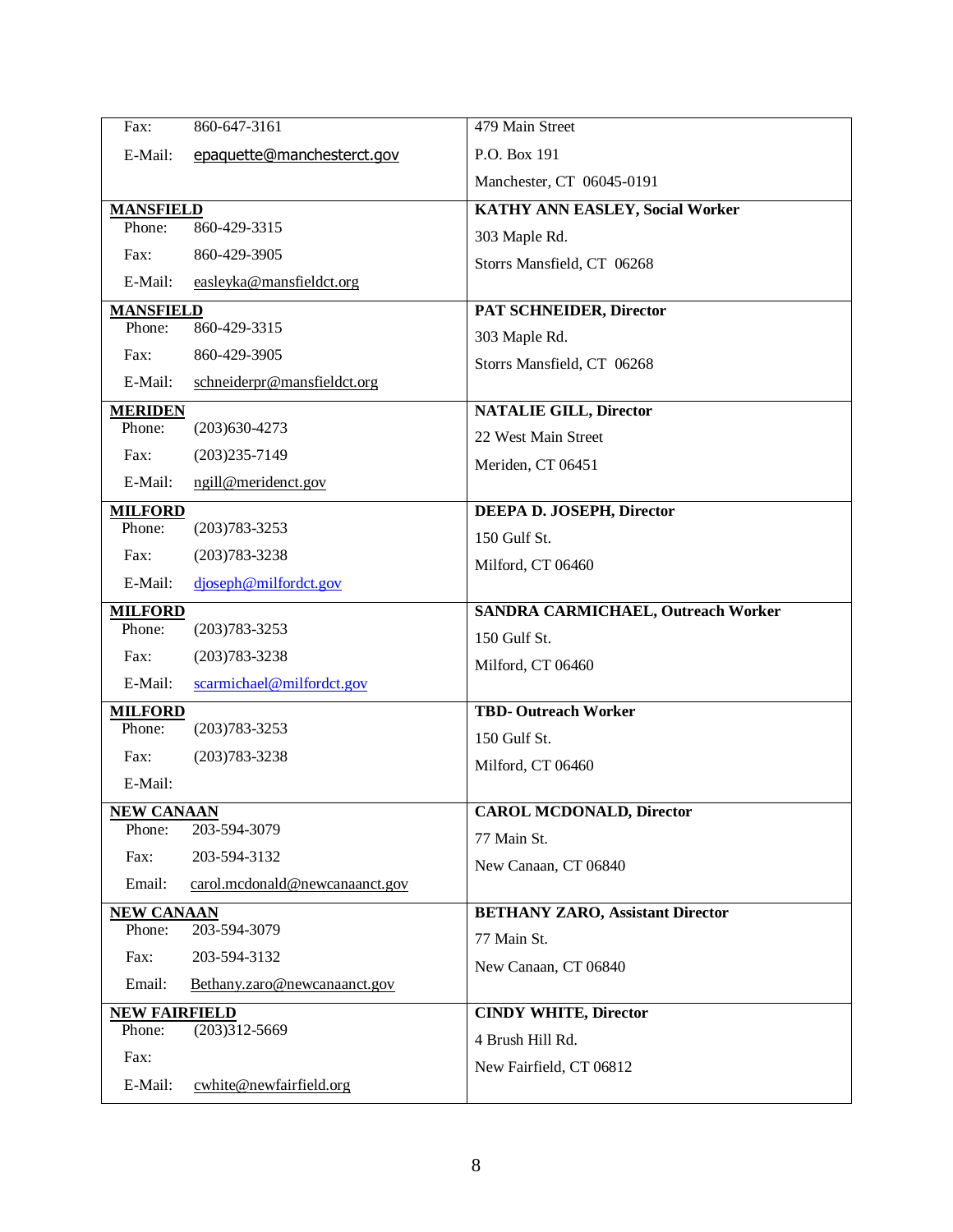| | |
|---|---|
| Fax: 860-647-3161<br>E-Mail: epaquette@manchesterct.gov | 479 Main Street<br>P.O. Box 191<br>Manchester, CT 06045-0191 |
| **MANSFIELD**<br>Phone: 860-429-3315<br>Fax: 860-429-3905<br>E-Mail: easleyka@mansfieldct.org | **KATHY ANN EASLEY, Social Worker**<br>303 Maple Rd.<br>Storrs Mansfield, CT 06268 |
| **MANSFIELD**<br>Phone: 860-429-3315<br>Fax: 860-429-3905<br>E-Mail: schneiderpr@mansfieldct.org | **PAT SCHNEIDER, Director**<br>303 Maple Rd.<br>Storrs Mansfield, CT 06268 |
| **MERIDEN**<br>Phone: (203)630-4273<br>Fax: (203)235-7149<br>E-Mail: ngill@meridenct.gov | **NATALIE GILL, Director**<br>22 West Main Street<br>Meriden, CT 06451 |
| **MILFORD**<br>Phone: (203)783-3253<br>Fax: (203)783-3238<br>E-Mail: djoseph@milfordct.gov | **DEEPA D. JOSEPH, Director**<br>150 Gulf St.<br>Milford, CT 06460 |
| **MILFORD**<br>Phone: (203)783-3253<br>Fax: (203)783-3238<br>E-Mail: scarmichael@milfordct.gov | **SANDRA CARMICHAEL, Outreach Worker**<br>150 Gulf St.<br>Milford, CT 06460 |
| **MILFORD**<br>Phone: (203)783-3253<br>Fax: (203)783-3238<br>E-Mail: | **TBD- Outreach Worker**<br>150 Gulf St.<br>Milford, CT 06460 |
| **NEW CANAAN**<br>Phone: 203-594-3079<br>Fax: 203-594-3132<br>Email: carol.mcdonald@newcanaanct.gov | **CAROL MCDONALD, Director**<br>77 Main St.<br>New Canaan, CT 06840 |
| **NEW CANAAN**<br>Phone: 203-594-3079<br>Fax: 203-594-3132<br>Email: Bethany.zaro@newcanaanct.gov | **BETHANY ZARO, Assistant Director**<br>77 Main St.<br>New Canaan, CT 06840 |
| **NEW FAIRFIELD**<br>Phone: (203)312-5669<br>Fax:<br>E-Mail: cwhite@newfairfield.org | **CINDY WHITE, Director**<br>4 Brush Hill Rd.<br>New Fairfield, CT 06812 |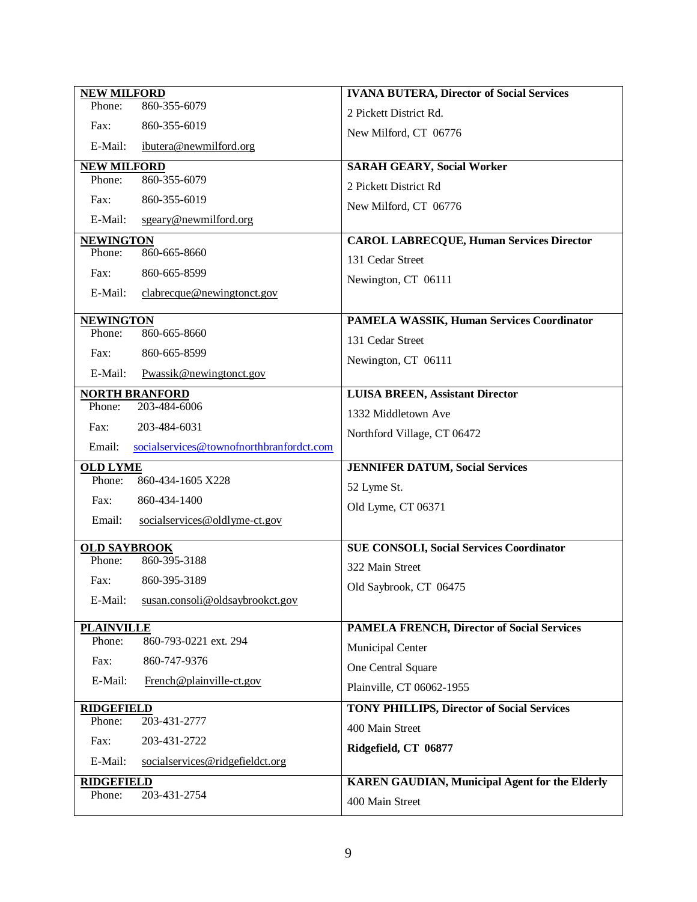| | |
|---|---|
| **NEW MILFORD**<br>Phone: 860-355-6079<br>Fax: 860-355-6019<br>E-Mail: ibutera@newmilford.org | **IVANA BUTERA, Director of Social Services**<br>2 Pickett District Rd.<br>New Milford, CT 06776 |
| **NEW MILFORD**<br>Phone: 860-355-6079<br>Fax: 860-355-6019<br>E-Mail: sgeary@newmilford.org | **SARAH GEARY, Social Worker**<br>2 Pickett District Rd<br>New Milford, CT 06776 |
| **NEWINGTON**<br>Phone: 860-665-8660<br>Fax: 860-665-8599<br>E-Mail: clabrecque@newingtonct.gov | **CAROL LABRECQUE, Human Services Director**<br>131 Cedar Street<br>Newington, CT 06111 |
| **NEWINGTON**<br>Phone: 860-665-8660<br>Fax: 860-665-8599<br>E-Mail: Pwassik@newingtonct.gov | **PAMELA WASSIK, Human Services Coordinator**<br>131 Cedar Street<br>Newington, CT 06111 |
| **NORTH BRANFORD**<br>Phone: 203-484-6006<br>Fax: 203-484-6031<br>Email: socialservices@townofnorthbranfordct.com | **LUISA BREEN, Assistant Director**<br>1332 Middletown Ave<br>Northford Village, CT 06472 |
| **OLD LYME**<br>Phone: 860-434-1605 X228<br>Fax: 860-434-1400<br>Email: socialservices@oldlyme-ct.gov | **JENNIFER DATUM, Social Services**<br>52 Lyme St.<br>Old Lyme, CT 06371 |
| **OLD SAYBROOK**<br>Phone: 860-395-3188<br>Fax: 860-395-3189<br>E-Mail: susan.consoli@oldsaybrookct.gov | **SUE CONSOLI, Social Services Coordinator**<br>322 Main Street<br>Old Saybrook, CT 06475 |
| **PLAINVILLE**<br>Phone: 860-793-0221 ext. 294<br>Fax: 860-747-9376<br>E-Mail: French@plainville-ct.gov | **PAMELA FRENCH, Director of Social Services**<br>Municipal Center<br>One Central Square<br>Plainville, CT 06062-1955 |
| **RIDGEFIELD**<br>Phone: 203-431-2777<br>Fax: 203-431-2722<br>E-Mail: socialservices@ridgefieldct.org | **TONY PHILLIPS, Director of Social Services**<br>400 Main Street<br>**Ridgefield, CT 06877** |
| **RIDGEFIELD**<br>Phone: 203-431-2754 | **KAREN GAUDIAN, Municipal Agent for the Elderly**<br>400 Main Street |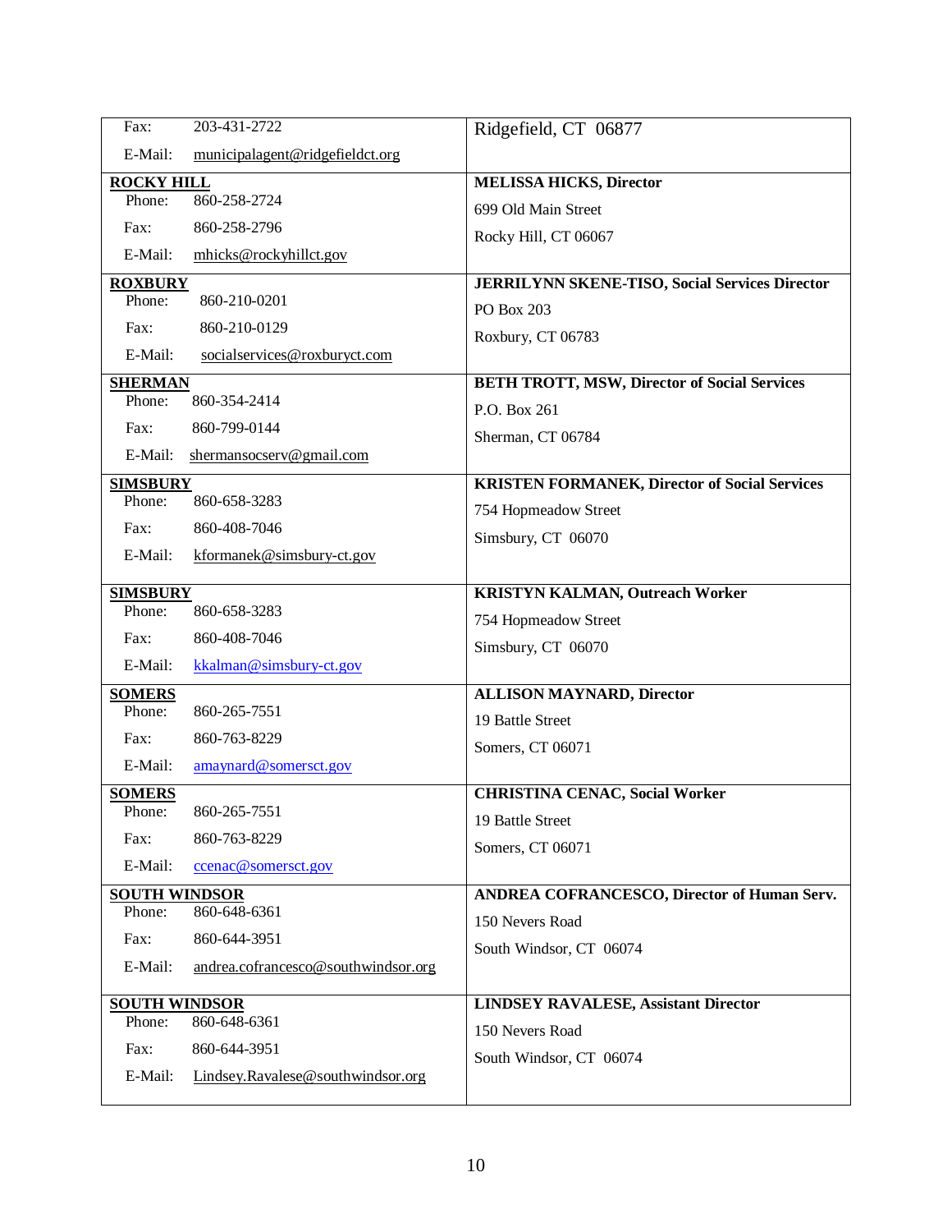| | |
|---|---|
| Fax: 203-431-2722<br>E-Mail: municipalagent@ridgefieldct.org | Ridgefield, CT 06877 |
| **ROCKY HILL**<br>Phone: 860-258-2724<br>Fax: 860-258-2796<br>E-Mail: mhicks@rockyhillct.gov | **MELISSA HICKS, Director**<br>699 Old Main Street<br>Rocky Hill, CT 06067 |
| **ROXBURY**<br>Phone: 860-210-0201<br>Fax: 860-210-0129<br>E-Mail: socialservices@roxburyct.com | **JERRILYNN SKENE-TISO, Social Services Director**<br>PO Box 203<br>Roxbury, CT 06783 |
| **SHERMAN**<br>Phone: 860-354-2414<br>Fax: 860-799-0144<br>E-Mail: shermansocserv@gmail.com | **BETH TROTT, MSW, Director of Social Services**<br>P.O. Box 261<br>Sherman, CT 06784 |
| **SIMSBURY**<br>Phone: 860-658-3283<br>Fax: 860-408-7046<br>E-Mail: kformanek@simsbury-ct.gov | **KRISTEN FORMANEK, Director of Social Services**<br>754 Hopmeadow Street<br>Simsbury, CT 06070 |
| **SIMSBURY**<br>Phone: 860-658-3283<br>Fax: 860-408-7046<br>E-Mail: kkalman@simsbury-ct.gov | **KRISTYN KALMAN, Outreach Worker**<br>754 Hopmeadow Street<br>Simsbury, CT 06070 |
| **SOMERS**<br>Phone: 860-265-7551<br>Fax: 860-763-8229<br>E-Mail: amaynard@somersct.gov | **ALLISON MAYNARD, Director**<br>19 Battle Street<br>Somers, CT 06071 |
| **SOMERS**<br>Phone: 860-265-7551<br>Fax: 860-763-8229<br>E-Mail: ccenac@somersct.gov | **CHRISTINA CENAC, Social Worker**<br>19 Battle Street<br>Somers, CT 06071 |
| **SOUTH WINDSOR**<br>Phone: 860-648-6361<br>Fax: 860-644-3951<br>E-Mail: andrea.cofrancesco@southwindsor.org | **ANDREA COFRANCESCO, Director of Human Serv.**<br>150 Nevers Road<br>South Windsor, CT 06074 |
| **SOUTH WINDSOR**<br>Phone: 860-648-6361<br>Fax: 860-644-3951<br>E-Mail: Lindsey.Ravalese@southwindsor.org | **LINDSEY RAVALESE, Assistant Director**<br>150 Nevers Road<br>South Windsor, CT 06074 |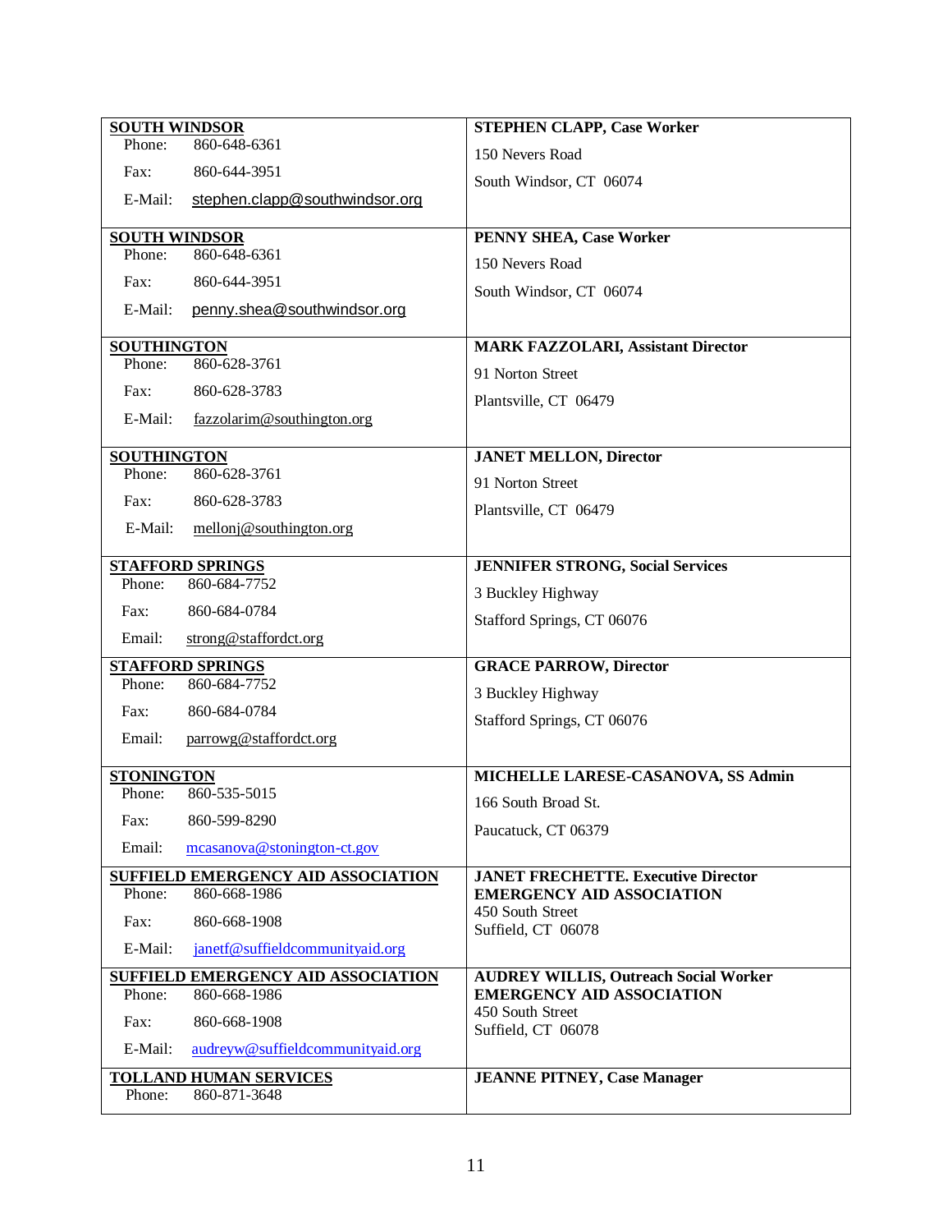| | |
|---|---|
| **SOUTH WINDSOR**<br>Phone: 860-648-6361<br>Fax: 860-644-3951<br>E-Mail: stephen.clapp@southwindsor.org | **STEPHEN CLAPP, Case Worker**<br>150 Nevers Road<br>South Windsor, CT 06074 |
| **SOUTH WINDSOR**<br>Phone: 860-648-6361<br>Fax: 860-644-3951<br>E-Mail: penny.shea@southwindsor.org | **PENNY SHEA, Case Worker**<br>150 Nevers Road<br>South Windsor, CT 06074 |
| **SOUTHINGTON**<br>Phone: 860-628-3761<br>Fax: 860-628-3783<br>E-Mail: fazzolarim@southington.org | **MARK FAZZOLARI, Assistant Director**<br>91 Norton Street<br>Plantsville, CT 06479 |
| **SOUTHINGTON**<br>Phone: 860-628-3761<br>Fax: 860-628-3783<br>E-Mail: mellonj@southington.org | **JANET MELLON, Director**<br>91 Norton Street<br>Plantsville, CT 06479 |
| **STAFFORD SPRINGS**<br>Phone: 860-684-7752<br>Fax: 860-684-0784<br>Email: strong@staffordct.org | **JENNIFER STRONG, Social Services**<br>3 Buckley Highway<br>Stafford Springs, CT 06076 |
| **STAFFORD SPRINGS**<br>Phone: 860-684-7752<br>Fax: 860-684-0784<br>Email: parrowg@staffordct.org | **GRACE PARROW, Director**<br>3 Buckley Highway<br>Stafford Springs, CT 06076 |
| **STONINGTON**<br>Phone: 860-535-5015<br>Fax: 860-599-8290<br>Email: mcasanova@stonington-ct.gov | **MICHELLE LARESE-CASANOVA, SS Admin**<br>166 South Broad St.<br>Paucatuck, CT 06379 |
| **SUFFIELD EMERGENCY AID ASSOCIATION**<br>Phone: 860-668-1986<br>Fax: 860-668-1908<br>E-Mail: janetf@suffieldcommunityaid.org | **JANET FRECHETTE. Executive Director**<br>**EMERGENCY AID ASSOCIATION**<br>450 South Street<br>Suffield, CT 06078 |
| **SUFFIELD EMERGENCY AID ASSOCIATION**<br>Phone: 860-668-1986<br>Fax: 860-668-1908<br>E-Mail: audreyw@suffieldcommunityaid.org | **AUDREY WILLIS, Outreach Social Worker**<br>**EMERGENCY AID ASSOCIATION**<br>450 South Street<br>Suffield, CT 06078 |
| **TOLLAND HUMAN SERVICES**<br>Phone: 860-871-3648 | **JEANNE PITNEY, Case Manager** |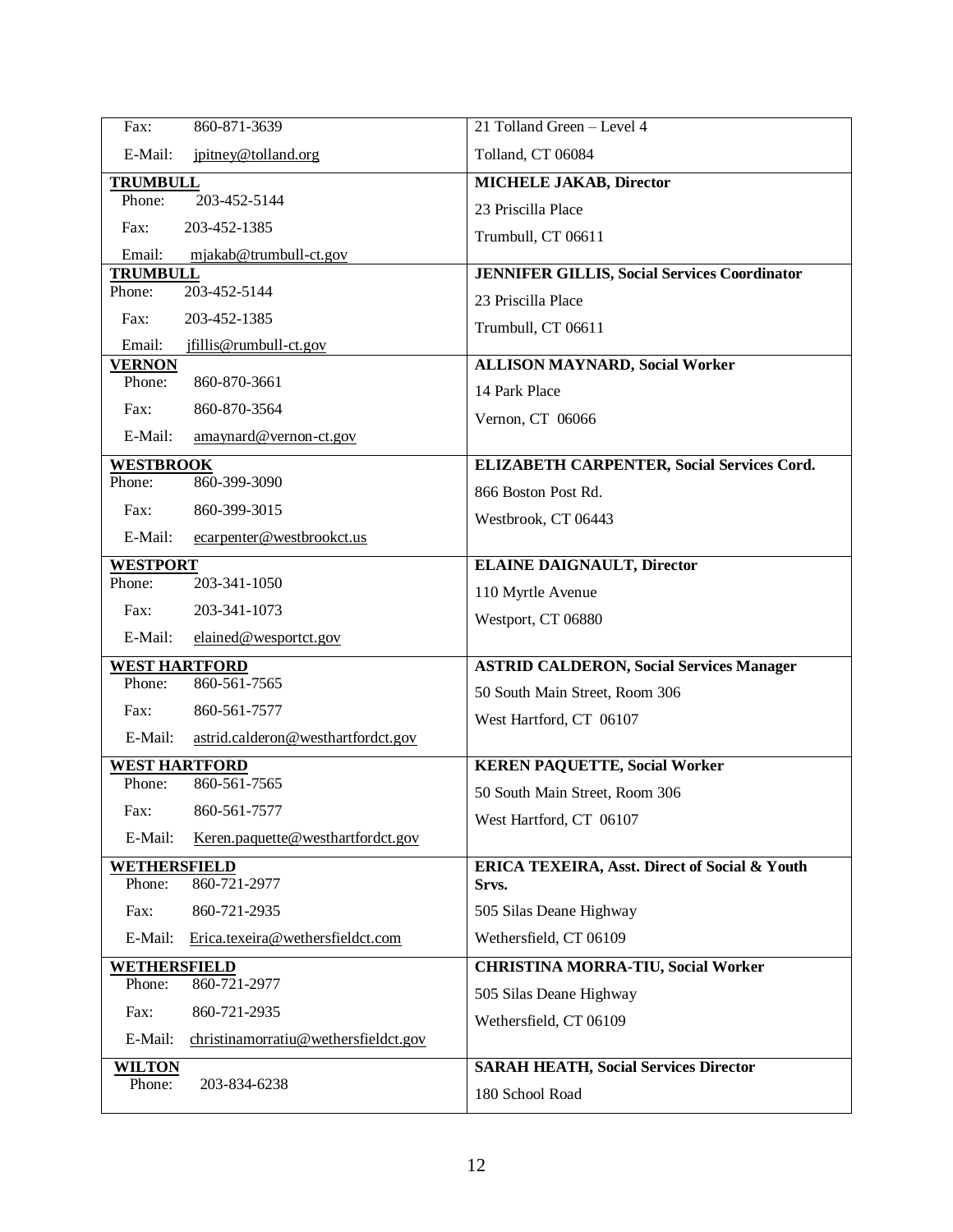| | |
|---|---|
| Fax: 860-871-3639<br>E-Mail: jpitney@tolland.org | 21 Tolland Green – Level 4<br>Tolland, CT 06084 |
| **TRUMBULL**<br>Phone: 203-452-5144<br>Fax: 203-452-1385<br>Email: mjakab@trumbull-ct.gov | **MICHELE JAKAB, Director**<br>23 Priscilla Place<br>Trumbull, CT 06611 |
| **TRUMBULL**<br>Phone: 203-452-5144<br>Fax: 203-452-1385<br>Email: jfillis@rumbull-ct.gov | **JENNIFER GILLIS, Social Services Coordinator**<br>23 Priscilla Place<br>Trumbull, CT 06611 |
| **VERNON**<br>Phone: 860-870-3661<br>Fax: 860-870-3564<br>E-Mail: amaynard@vernon-ct.gov | **ALLISON MAYNARD, Social Worker**<br>14 Park Place<br>Vernon, CT 06066 |
| **WESTBROOK**<br>Phone: 860-399-3090<br>Fax: 860-399-3015<br>E-Mail: ecarpenter@westbrookct.us | **ELIZABETH CARPENTER, Social Services Cord.**<br>866 Boston Post Rd.<br>Westbrook, CT 06443 |
| **WESTPORT**<br>Phone: 203-341-1050<br>Fax: 203-341-1073<br>E-Mail: elained@wesportct.gov | **ELAINE DAIGNAULT, Director**<br>110 Myrtle Avenue<br>Westport, CT 06880 |
| **WEST HARTFORD**<br>Phone: 860-561-7565<br>Fax: 860-561-7577<br>E-Mail: astrid.calderon@westhartfordct.gov | **ASTRID CALDERON, Social Services Manager**<br>50 South Main Street, Room 306<br>West Hartford, CT 06107 |
| **WEST HARTFORD**<br>Phone: 860-561-7565<br>Fax: 860-561-7577<br>E-Mail: Keren.paquette@westhartfordct.gov | **KEREN PAQUETTE, Social Worker**<br>50 South Main Street, Room 306<br>West Hartford, CT 06107 |
| **WETHERSFIELD**<br>Phone: 860-721-2977<br>Fax: 860-721-2935<br>E-Mail: Erica.texeira@wethersfieldct.com | **ERICA TEXEIRA, Asst. Direct of Social & Youth Srvs.**<br>505 Silas Deane Highway<br>Wethersfield, CT 06109 |
| **WETHERSFIELD**<br>Phone: 860-721-2977<br>Fax: 860-721-2935<br>E-Mail: christinamorratiu@wethersfieldct.gov | **CHRISTINA MORRA-TIU, Social Worker**<br>505 Silas Deane Highway<br>Wethersfield, CT 06109 |
| **WILTON**<br>Phone: 203-834-6238 | **SARAH HEATH, Social Services Director**<br>180 School Road |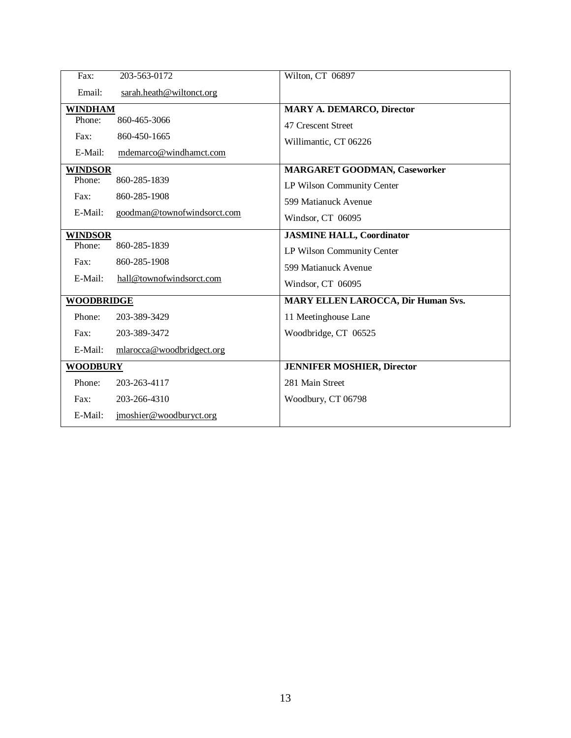| | |
|---|---|
| Fax: 203-563-0172<br>Email: sarah.heath@wiltonct.org | Wilton, CT 06897 |
| **WINDHAM**<br>Phone: 860-465-3066<br>Fax: 860-450-1665<br>E-Mail: mdemarco@windhamct.com | **MARY A. DEMARCO, Director**<br>47 Crescent Street<br>Willimantic, CT 06226 |
| **WINDSOR**<br>Phone: 860-285-1839<br>Fax: 860-285-1908<br>E-Mail: goodman@townofwindsorct.com | **MARGARET GOODMAN, Caseworker**<br>LP Wilson Community Center<br>599 Matianuck Avenue<br>Windsor, CT 06095 |
| **WINDSOR**<br>Phone: 860-285-1839<br>Fax: 860-285-1908<br>E-Mail: hall@townofwindsorct.com | **JASMINE HALL, Coordinator**<br>LP Wilson Community Center<br>599 Matianuck Avenue<br>Windsor, CT 06095 |
| **WOODBRIDGE**<br>Phone: 203-389-3429<br>Fax: 203-389-3472<br>E-Mail: mlarocca@woodbridgect.org | **MARY ELLEN LAROCCA, Dir Human Svs.**<br>11 Meetinghouse Lane<br>Woodbridge, CT 06525 |
| **WOODBURY**<br>Phone: 203-263-4117<br>Fax: 203-266-4310<br>E-Mail: jmoshier@woodburyct.org | **JENNIFER MOSHIER, Director**<br>281 Main Street<br>Woodbury, CT 06798 |